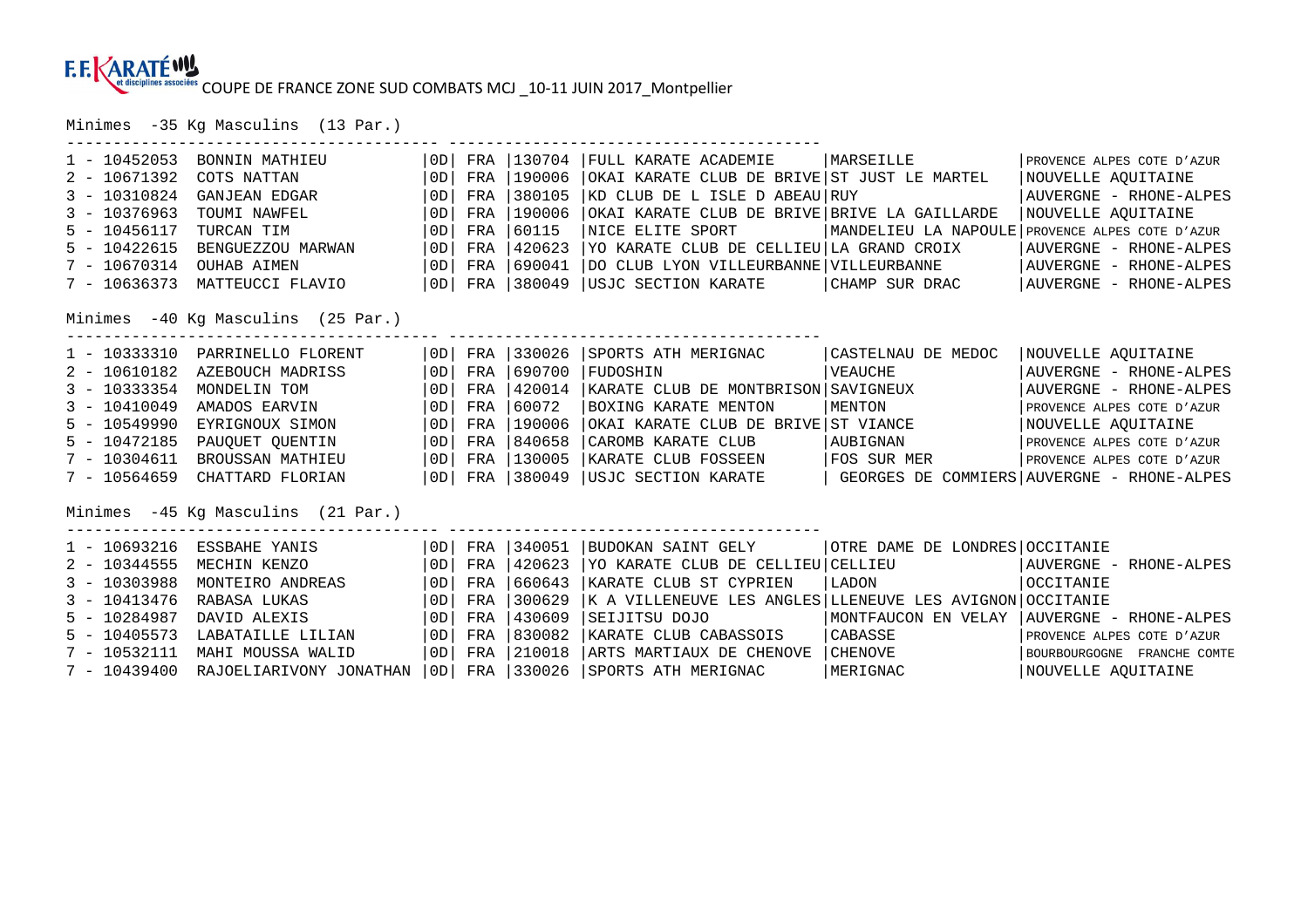F.F. KARATÉ et disciplines associées COUPE DE FRANCE ZONE SUD COMBATS MCJ _10-11 JUIN 2017_Montpellier

## Minimes -35 Kg Masculins (13 Par.)

| Rang | Licence | Nom | | Nat. | Code | Club | Ville | Ligue |
|---|---|---|---|---|---|---|---|---|
| 1 | 10452053 | BONNIN MATHIEU | 0D | FRA | 130704 | FULL KARATE ACADEMIE | MARSEILLE | PROVENCE ALPES COTE D'AZUR |
| 2 | 10671392 | COTS NATTAN | 0D | FRA | 190006 | OKAI KARATE CLUB DE BRIVE | ST JUST LE MARTEL | NOUVELLE AQUITAINE |
| 3 | 10310824 | GANJEAN EDGAR | 0D | FRA | 380105 | KD CLUB DE L ISLE D ABEAU | RUY | AUVERGNE - RHONE-ALPES |
| 3 | 10376963 | TOUMI NAWFEL | 0D | FRA | 190006 | OKAI KARATE CLUB DE BRIVE | BRIVE LA GAILLARDE | NOUVELLE AQUITAINE |
| 5 | 10456117 | TURCAN TIM | 0D | FRA | 60115 | NICE ELITE SPORT | MANDELIEU LA NAPOULE | PROVENCE ALPES COTE D'AZUR |
| 5 | 10422615 | BENGUEZZOU MARWAN | 0D | FRA | 420623 | YO KARATE CLUB DE CELLIEU | LA GRAND CROIX | AUVERGNE - RHONE-ALPES |
| 7 | 10670314 | OUHAB AIMEN | 0D | FRA | 690041 | DO CLUB LYON VILLEURBANNE | VILLEURBANNE | AUVERGNE - RHONE-ALPES |
| 7 | 10636373 | MATTEUCCI FLAVIO | 0D | FRA | 380049 | USJC SECTION KARATE | CHAMP SUR DRAC | AUVERGNE - RHONE-ALPES |

## Minimes -40 Kg Masculins (25 Par.)

| Rang | Licence | Nom | | Nat. | Code | Club | Ville | Ligue |
|---|---|---|---|---|---|---|---|---|
| 1 | 10333310 | PARRINELLO FLORENT | 0D | FRA | 330026 | SPORTS ATH MERIGNAC | CASTELNAU DE MEDOC | NOUVELLE AQUITAINE |
| 2 | 10610182 | AZEBOUCH MADRISS | 0D | FRA | 690700 | FUDOSHIN | VEAUCHE | AUVERGNE - RHONE-ALPES |
| 3 | 10333354 | MONDELIN TOM | 0D | FRA | 420014 | KARATE CLUB DE MONTBRISON | SAVIGNEUX | AUVERGNE - RHONE-ALPES |
| 3 | 10410049 | AMADOS EARVIN | 0D | FRA | 60072 | BOXING KARATE MENTON | MENTON | PROVENCE ALPES COTE D'AZUR |
| 5 | 10549990 | EYRIGNOUX SIMON | 0D | FRA | 190006 | OKAI KARATE CLUB DE BRIVE | ST VIANCE | NOUVELLE AQUITAINE |
| 5 | 10472185 | PAUQUET QUENTIN | 0D | FRA | 840658 | CAROMB KARATE CLUB | AUBIGNAN | PROVENCE ALPES COTE D'AZUR |
| 7 | 10304611 | BROUSSAN MATHIEU | 0D | FRA | 130005 | KARATE CLUB FOSSEEN | FOS SUR MER | PROVENCE ALPES COTE D'AZUR |
| 7 | 10564659 | CHATTARD FLORIAN | 0D | FRA | 380049 | USJC SECTION KARATE | GEORGES DE COMMIERS | AUVERGNE - RHONE-ALPES |

## Minimes -45 Kg Masculins (21 Par.)

| Rang | Licence | Nom | | Nat. | Code | Club | Ville | Ligue |
|---|---|---|---|---|---|---|---|---|
| 1 | 10693216 | ESSBAHE YANIS | 0D | FRA | 340051 | BUDOKAN SAINT GELY | OTRE DAME DE LONDRES | OCCITANIE |
| 2 | 10344555 | MECHIN KENZO | 0D | FRA | 420623 | YO KARATE CLUB DE CELLIEU | CELLIEU | AUVERGNE - RHONE-ALPES |
| 3 | 10303988 | MONTEIRO ANDREAS | 0D | FRA | 660643 | KARATE CLUB ST CYPRIEN | LADON | OCCITANIE |
| 3 | 10413476 | RABASA LUKAS | 0D | FRA | 300629 | K A VILLENEUVE LES ANGLES | LLENEUVE LES AVIGNON | OCCITANIE |
| 5 | 10284987 | DAVID ALEXIS | 0D | FRA | 430609 | SEIJITSU DOJO | MONTFAUCON EN VELAY | AUVERGNE - RHONE-ALPES |
| 5 | 10405573 | LABATAILLE LILIAN | 0D | FRA | 830082 | KARATE CLUB CABASSOIS | CABASSE | PROVENCE ALPES COTE D'AZUR |
| 7 | 10532111 | MAHI MOUSSA WALID | 0D | FRA | 210018 | ARTS MARTIAUX DE CHENOVE | CHENOVE | BOURBOURGOGNE FRANCHE COMTE |
| 7 | 10439400 | RAJOELIARIVONY JONATHAN | 0D | FRA | 330026 | SPORTS ATH MERIGNAC | MERIGNAC | NOUVELLE AQUITAINE |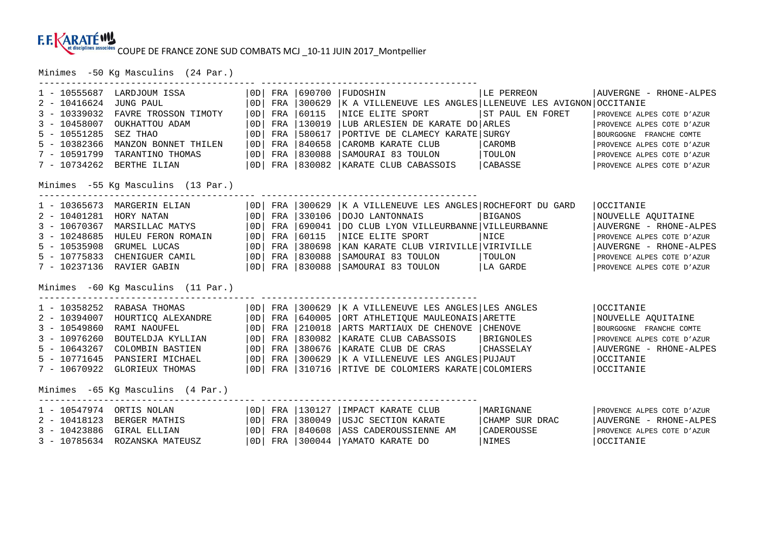F.F.KARATÉ et disciplines associées COUPE DE FRANCE ZONE SUD COMBATS MCJ _10-11 JUIN 2017_Montpellier

## Minimes -50 Kg Masculins (24 Par.)

| Rang | Licence | Nom | Grade | Nat. | Club N° | Club | Ville | Ligue |
|---|---|---|---|---|---|---|---|---|
| 1 | 10555687 | LARDJOUM ISSA | 0D | FRA | 690700 | FUDOSHIN | LE PERREON | AUVERGNE - RHONE-ALPES |
| 2 | 10416624 | JUNG PAUL | 0D | FRA | 300629 | K A VILLENEUVE LES ANGLES | LLENEUVE LES AVIGNON | OCCITANIE |
| 3 | 10339032 | FAVRE TROSSON TIMOTY | 0D | FRA | 60115 | NICE ELITE SPORT | ST PAUL EN FORET | PROVENCE ALPES COTE D'AZUR |
| 3 | 10458007 | OUKHATTOU ADAM | 0D | FRA | 130019 | LUB ARLESIEN DE KARATE DO | ARLES | PROVENCE ALPES COTE D'AZUR |
| 5 | 10551285 | SEZ THAO | 0D | FRA | 580617 | PORTIVE DE CLAMECY KARATE | SURGY | BOURGOGNE FRANCHE COMTE |
| 5 | 10382366 | MANZON BONNET THILEN | 0D | FRA | 840658 | CAROMB KARATE CLUB | CAROMB | PROVENCE ALPES COTE D'AZUR |
| 7 | 10591799 | TARANTINO THOMAS | 0D | FRA | 830088 | SAMOURAI 83 TOULON | TOULON | PROVENCE ALPES COTE D'AZUR |
| 7 | 10734262 | BERTHE ILIAN | 0D | FRA | 830082 | KARATE CLUB CABASSOIS | CABASSE | PROVENCE ALPES COTE D'AZUR |

## Minimes -55 Kg Masculins (13 Par.)

| Rang | Licence | Nom | Grade | Nat. | Club N° | Club | Ville | Ligue |
|---|---|---|---|---|---|---|---|---|
| 1 | 10365673 | MARGERIN ELIAN | 0D | FRA | 300629 | K A VILLENEUVE LES ANGLES | ROCHEFORT DU GARD | OCCITANIE |
| 2 | 10401281 | HORY NATAN | 0D | FRA | 330106 | DOJO LANTONNAIS | BIGANOS | NOUVELLE AQUITAINE |
| 3 | 10670367 | MARSILLAC MATYS | 0D | FRA | 690041 | DO CLUB LYON VILLEURBANNE | VILLEURBANNE | AUVERGNE - RHONE-ALPES |
| 3 | 10248685 | HULEU FERON ROMAIN | 0D | FRA | 60115 | NICE ELITE SPORT | NICE | PROVENCE ALPES COTE D'AZUR |
| 5 | 10535908 | GRUMEL LUCAS | 0D | FRA | 380698 | KAN KARATE CLUB VIRIVILLE | VIRIVILLE | AUVERGNE - RHONE-ALPES |
| 5 | 10775833 | CHENIGUER CAMIL | 0D | FRA | 830088 | SAMOURAI 83 TOULON | TOULON | PROVENCE ALPES COTE D'AZUR |
| 7 | 10237136 | RAVIER GABIN | 0D | FRA | 830088 | SAMOURAI 83 TOULON | LA GARDE | PROVENCE ALPES COTE D'AZUR |

## Minimes -60 Kg Masculins (11 Par.)

| Rang | Licence | Nom | Grade | Nat. | Club N° | Club | Ville | Ligue |
|---|---|---|---|---|---|---|---|---|
| 1 | 10358252 | RABASA THOMAS | 0D | FRA | 300629 | K A VILLENEUVE LES ANGLES | LES ANGLES | OCCITANIE |
| 2 | 10394007 | HOURTICQ ALEXANDRE | 0D | FRA | 640005 | ORT ATHLETIQUE MAULEONAIS | ARETTE | NOUVELLE AQUITAINE |
| 3 | 10549860 | RAMI NAOUFEL | 0D | FRA | 210018 | ARTS MARTIAUX DE CHENOVE | CHENOVE | BOURGOGNE FRANCHE COMTE |
| 3 | 10976260 | BOUTELDJA KYLLIAN | 0D | FRA | 830082 | KARATE CLUB CABASSOIS | BRIGNOLES | PROVENCE ALPES COTE D'AZUR |
| 5 | 10643267 | COLOMBIN BASTIEN | 0D | FRA | 380676 | KARATE CLUB DE CRAS | CHASSELAY | AUVERGNE - RHONE-ALPES |
| 5 | 10771645 | PANSIERI MICHAEL | 0D | FRA | 300629 | K A VILLENEUVE LES ANGLES | PUJAUT | OCCITANIE |
| 7 | 10670922 | GLORIEUX THOMAS | 0D | FRA | 310716 | RTIVE DE COLOMIERS KARATE | COLOMIERS | OCCITANIE |

## Minimes -65 Kg Masculins (4 Par.)

| Rang | Licence | Nom | Grade | Nat. | Club N° | Club | Ville | Ligue |
|---|---|---|---|---|---|---|---|---|
| 1 | 10547974 | ORTIS NOLAN | 0D | FRA | 130127 | IMPACT KARATE CLUB | MARIGNANE | PROVENCE ALPES COTE D'AZUR |
| 2 | 10418123 | BERGER MATHIS | 0D | FRA | 380049 | USJC SECTION KARATE | CHAMP SUR DRAC | AUVERGNE - RHONE-ALPES |
| 3 | 10423886 | GIRAL ELLIAN | 0D | FRA | 840608 | ASS CADEROUSSIENNE AM | CADEROUSSE | PROVENCE ALPES COTE D'AZUR |
| 3 | 10785634 | ROZANSKA MATEUSZ | 0D | FRA | 300044 | YAMATO KARATE DO | NIMES | OCCITANIE |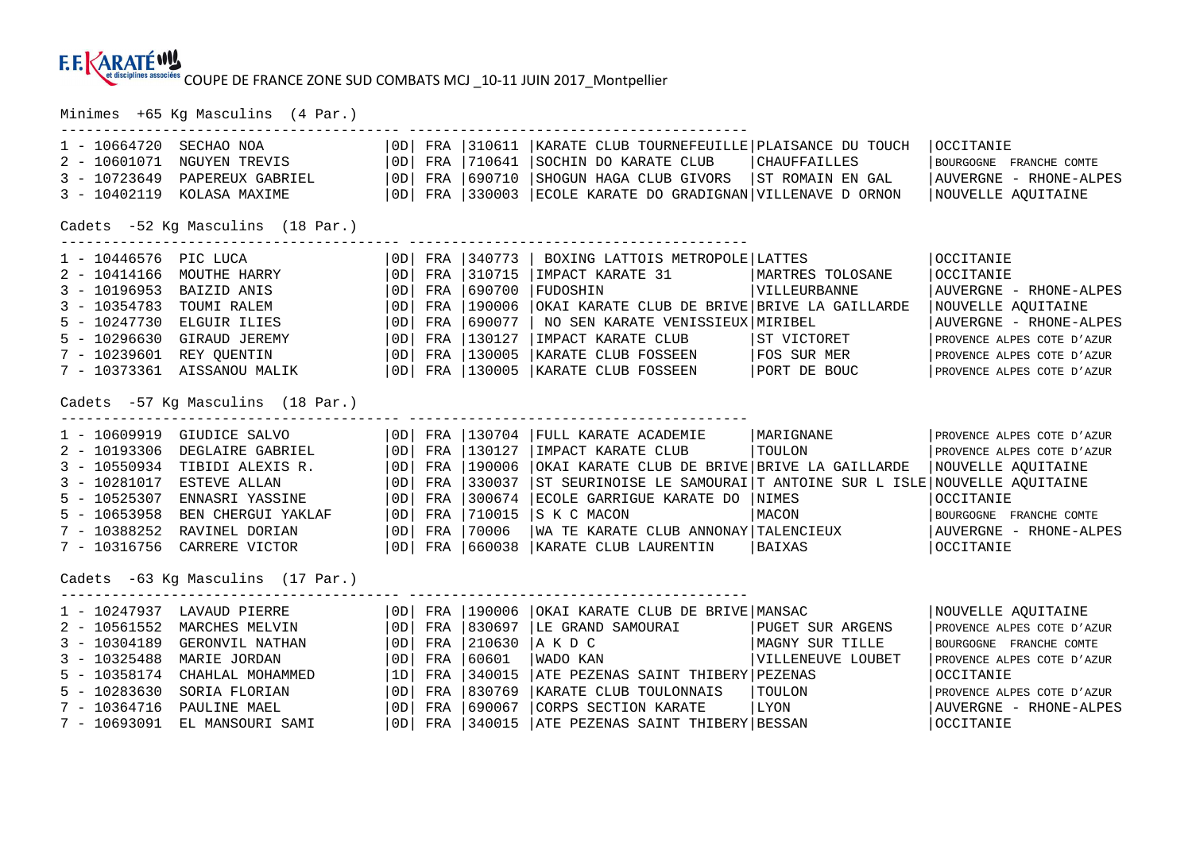COUPE DE FRANCE ZONE SUD COMBATS MCJ _10-11 JUIN 2017_Montpellier

Minimes +65 Kg Masculins (4 Par.)

| Place | Licence | Nom | Grade | Pays | Code | Club | Ville | Ligue |
|---|---|---|---|---|---|---|---|---|
| 1 | 10664720 | SECHAO NOA | 0D | FRA | 310611 | KARATE CLUB TOURNEFEUILLE | PLAISANCE DU TOUCH | OCCITANIE |
| 2 | 10601071 | NGUYEN TREVIS | 0D | FRA | 710641 | SOCHIN DO KARATE CLUB | CHAUFFAILLES | BOURGOGNE FRANCHE COMTE |
| 3 | 10723649 | PAPEREUX GABRIEL | 0D | FRA | 690710 | SHOGUN HAGA CLUB GIVORS | ST ROMAIN EN GAL | AUVERGNE - RHONE-ALPES |
| 3 | 10402119 | KOLASA MAXIME | 0D | FRA | 330003 | ECOLE KARATE DO GRADIGNAN | VILLENAVE D ORNON | NOUVELLE AQUITAINE |

Cadets -52 Kg Masculins (18 Par.)

| Place | Licence | Nom | Grade | Pays | Code | Club | Ville | Ligue |
|---|---|---|---|---|---|---|---|---|
| 1 | 10446576 | PIC LUCA | 0D | FRA | 340773 | BOXING LATTOIS METROPOLE | LATTES | OCCITANIE |
| 2 | 10414166 | MOUTHE HARRY | 0D | FRA | 310715 | IMPACT KARATE 31 | MARTRES TOLOSANE | OCCITANIE |
| 3 | 10196953 | BAIZID ANIS | 0D | FRA | 690700 | FUDOSHIN | VILLEURBANNE | AUVERGNE - RHONE-ALPES |
| 3 | 10354783 | TOUMI RALEM | 0D | FRA | 190006 | OKAI KARATE CLUB DE BRIVE | BRIVE LA GAILLARDE | NOUVELLE AQUITAINE |
| 5 | 10247730 | ELGUIR ILIES | 0D | FRA | 690077 | NO SEN KARATE VENISSIEUX | MIRIBEL | AUVERGNE - RHONE-ALPES |
| 5 | 10296630 | GIRAUD JEREMY | 0D | FRA | 130127 | IMPACT KARATE CLUB | ST VICTORET | PROVENCE ALPES COTE D'AZUR |
| 7 | 10239601 | REY QUENTIN | 0D | FRA | 130005 | KARATE CLUB FOSSEEN | FOS SUR MER | PROVENCE ALPES COTE D'AZUR |
| 7 | 10373361 | AISSANOU MALIK | 0D | FRA | 130005 | KARATE CLUB FOSSEEN | PORT DE BOUC | PROVENCE ALPES COTE D'AZUR |

Cadets -57 Kg Masculins (18 Par.)

| Place | Licence | Nom | Grade | Pays | Code | Club | Ville | Ligue |
|---|---|---|---|---|---|---|---|---|
| 1 | 10609919 | GIUDICE SALVO | 0D | FRA | 130704 | FULL KARATE ACADEMIE | MARIGNANE | PROVENCE ALPES COTE D'AZUR |
| 2 | 10193306 | DEGLAIRE GABRIEL | 0D | FRA | 130127 | IMPACT KARATE CLUB | TOULON | PROVENCE ALPES COTE D'AZUR |
| 3 | 10550934 | TIBIDI ALEXIS R. | 0D | FRA | 190006 | OKAI KARATE CLUB DE BRIVE | BRIVE LA GAILLARDE | NOUVELLE AQUITAINE |
| 3 | 10281017 | ESTEVE ALLAN | 0D | FRA | 330037 | ST SEURINOISE LE SAMOURAI | T ANTOINE SUR L ISLE | NOUVELLE AQUITAINE |
| 5 | 10525307 | ENNASRI YASSINE | 0D | FRA | 300674 | ECOLE GARRIGUE KARATE DO | NIMES | OCCITANIE |
| 5 | 10653958 | BEN CHERGUI YAKLAF | 0D | FRA | 710015 | S K C MACON | MACON | BOURGOGNE FRANCHE COMTE |
| 7 | 10388252 | RAVINEL DORIAN | 0D | FRA | 70006 | WA TE KARATE CLUB ANNONAY | TALENCIEUX | AUVERGNE - RHONE-ALPES |
| 7 | 10316756 | CARRERE VICTOR | 0D | FRA | 660038 | KARATE CLUB LAURENTIN | BAIXAS | OCCITANIE |

Cadets -63 Kg Masculins (17 Par.)

| Place | Licence | Nom | Grade | Pays | Code | Club | Ville | Ligue |
|---|---|---|---|---|---|---|---|---|
| 1 | 10247937 | LAVAUD PIERRE | 0D | FRA | 190006 | OKAI KARATE CLUB DE BRIVE | MANSAC | NOUVELLE AQUITAINE |
| 2 | 10561552 | MARCHES MELVIN | 0D | FRA | 830697 | LE GRAND SAMOURAI | PUGET SUR ARGENS | PROVENCE ALPES COTE D'AZUR |
| 3 | 10304189 | GERONVIL NATHAN | 0D | FRA | 210630 | A K D C | MAGNY SUR TILLE | BOURGOGNE FRANCHE COMTE |
| 3 | 10325488 | MARIE JORDAN | 0D | FRA | 60601 | WADO KAN | VILLENEUVE LOUBET | PROVENCE ALPES COTE D'AZUR |
| 5 | 10358174 | CHAHLAL MOHAMMED | 1D | FRA | 340015 | ATE PEZENAS SAINT THIBERY | PEZENAS | OCCITANIE |
| 5 | 10283630 | SORIA FLORIAN | 0D | FRA | 830769 | KARATE CLUB TOULONNAIS | TOULON | PROVENCE ALPES COTE D'AZUR |
| 7 | 10364716 | PAULINE MAEL | 0D | FRA | 690067 | CORPS SECTION KARATE | LYON | AUVERGNE - RHONE-ALPES |
| 7 | 10693091 | EL MANSOURI SAMI | 0D | FRA | 340015 | ATE PEZENAS SAINT THIBERY | BESSAN | OCCITANIE |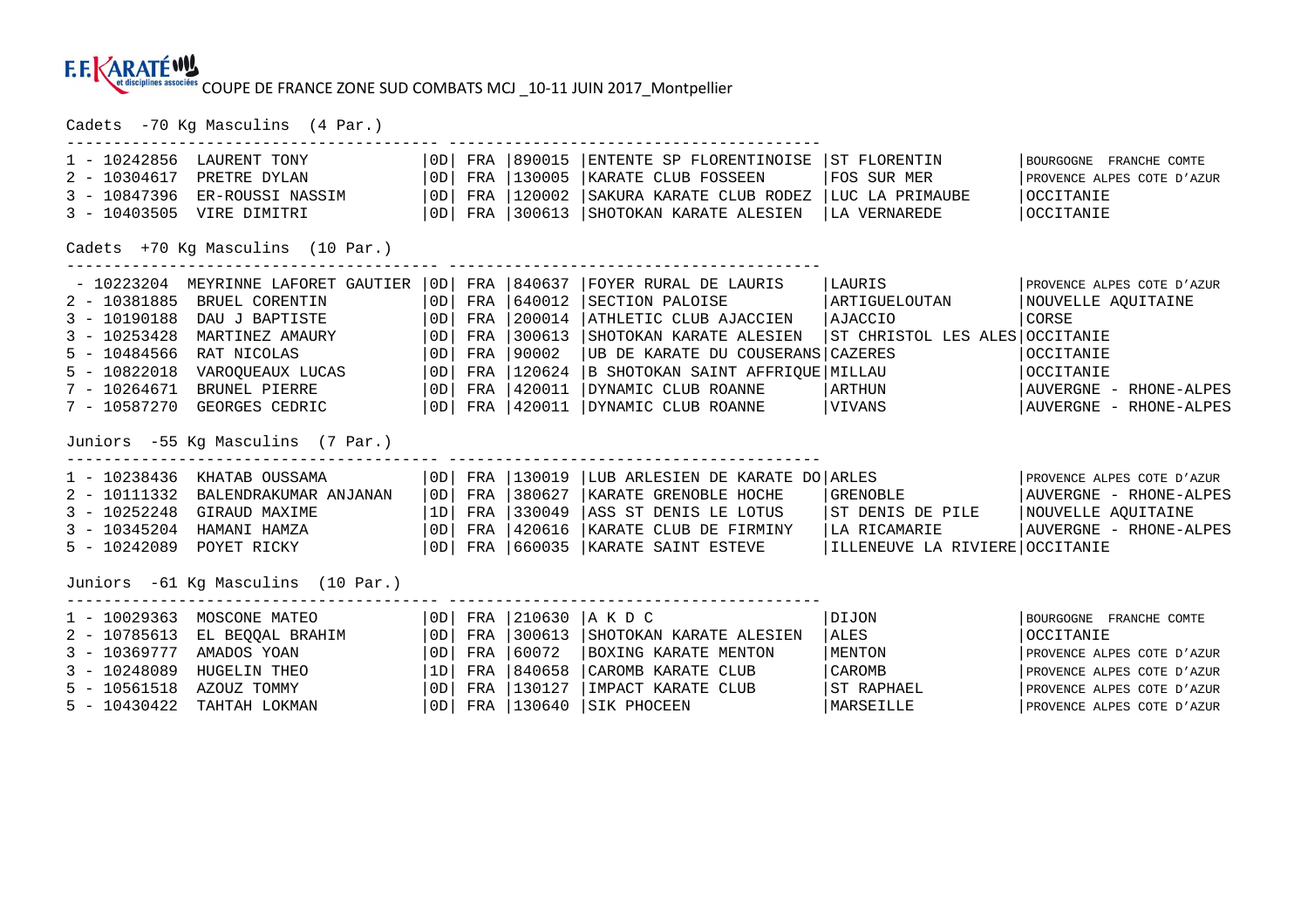COUPE DE FRANCE ZONE SUD COMBATS MCJ _10-11 JUIN 2017_Montpellier

## Cadets -70 Kg Masculins (4 Par.)

| Rang | Licence | Nom | Grade | Nat. | Code | Club | Ville | Ligue |
|---|---|---|---|---|---|---|---|---|
| 1 | 10242856 | LAURENT TONY | 0D | FRA | 890015 | ENTENTE SP FLORENTINOISE | ST FLORENTIN | BOURGOGNE FRANCHE COMTE |
| 2 | 10304617 | PRETRE DYLAN | 0D | FRA | 130005 | KARATE CLUB FOSSEEN | FOS SUR MER | PROVENCE ALPES COTE D'AZUR |
| 3 | 10847396 | ER-ROUSSI NASSIM | 0D | FRA | 120002 | SAKURA KARATE CLUB RODEZ | LUC LA PRIMAUBE | OCCITANIE |
| 3 | 10403505 | VIRE DIMITRI | 0D | FRA | 300613 | SHOTOKAN KARATE ALESIEN | LA VERNAREDE | OCCITANIE |

## Cadets +70 Kg Masculins (10 Par.)

| Rang | Licence | Nom | Grade | Nat. | Code | Club | Ville | Ligue |
|---|---|---|---|---|---|---|---|---|
| - | 10223204 | MEYRINNE LAFORET GAUTIER | 0D | FRA | 840637 | FOYER RURAL DE LAURIS | LAURIS | PROVENCE ALPES COTE D'AZUR |
| 2 | 10381885 | BRUEL CORENTIN | 0D | FRA | 640012 | SECTION PALOISE | ARTIGUELOUTAN | NOUVELLE AQUITAINE |
| 3 | 10190188 | DAU J BAPTISTE | 0D | FRA | 200014 | ATHLETIC CLUB AJACCIEN | AJACCIO | CORSE |
| 3 | 10253428 | MARTINEZ AMAURY | 0D | FRA | 300613 | SHOTOKAN KARATE ALESIEN | ST CHRISTOL LES ALES | OCCITANIE |
| 5 | 10484566 | RAT NICOLAS | 0D | FRA | 90002 | UB DE KARATE DU COUSERANS | CAZERES | OCCITANIE |
| 5 | 10822018 | VAROQUEAUX LUCAS | 0D | FRA | 120624 | B SHOTOKAN SAINT AFFRIQUE | MILLAU | OCCITANIE |
| 7 | 10264671 | BRUNEL PIERRE | 0D | FRA | 420011 | DYNAMIC CLUB ROANNE | ARTHUN | AUVERGNE - RHONE-ALPES |
| 7 | 10587270 | GEORGES CEDRIC | 0D | FRA | 420011 | DYNAMIC CLUB ROANNE | VIVANS | AUVERGNE - RHONE-ALPES |

## Juniors -55 Kg Masculins (7 Par.)

| Rang | Licence | Nom | Grade | Nat. | Code | Club | Ville | Ligue |
|---|---|---|---|---|---|---|---|---|
| 1 | 10238436 | KHATAB OUSSAMA | 0D | FRA | 130019 | LUB ARLESIEN DE KARATE DO | ARLES | PROVENCE ALPES COTE D'AZUR |
| 2 | 10111332 | BALENDRAKUMAR ANJANAN | 0D | FRA | 380627 | KARATE GRENOBLE HOCHE | GRENOBLE | AUVERGNE - RHONE-ALPES |
| 3 | 10252248 | GIRAUD MAXIME | 1D | FRA | 330049 | ASS ST DENIS LE LOTUS | ST DENIS DE PILE | NOUVELLE AQUITAINE |
| 3 | 10345204 | HAMANI HAMZA | 0D | FRA | 420616 | KARATE CLUB DE FIRMINY | LA RICAMARIE | AUVERGNE - RHONE-ALPES |
| 5 | 10242089 | POYET RICKY | 0D | FRA | 660035 | KARATE SAINT ESTEVE | ILLENEUVE LA RIVIERE | OCCITANIE |

## Juniors -61 Kg Masculins (10 Par.)

| Rang | Licence | Nom | Grade | Nat. | Code | Club | Ville | Ligue |
|---|---|---|---|---|---|---|---|---|
| 1 | 10029363 | MOSCONE MATEO | 0D | FRA | 210630 | A K D C | DIJON | BOURGOGNE FRANCHE COMTE |
| 2 | 10785613 | EL BEQQAL BRAHIM | 0D | FRA | 300613 | SHOTOKAN KARATE ALESIEN | ALES | OCCITANIE |
| 3 | 10369777 | AMADOS YOAN | 0D | FRA | 60072 | BOXING KARATE MENTON | MENTON | PROVENCE ALPES COTE D'AZUR |
| 3 | 10248089 | HUGELIN THEO | 1D | FRA | 840658 | CAROMB KARATE CLUB | CAROMB | PROVENCE ALPES COTE D'AZUR |
| 5 | 10561518 | AZOUZ TOMMY | 0D | FRA | 130127 | IMPACT KARATE CLUB | ST RAPHAEL | PROVENCE ALPES COTE D'AZUR |
| 5 | 10430422 | TAHTAH LOKMAN | 0D | FRA | 130640 | SIK PHOCEEN | MARSEILLE | PROVENCE ALPES COTE D'AZUR |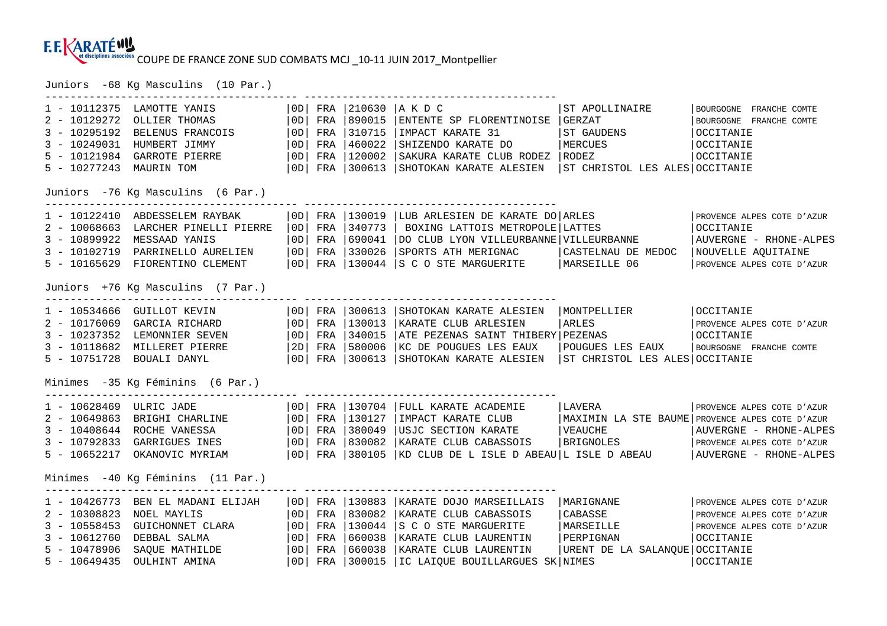F.F. KARATÉ et disciplines associées COUPE DE FRANCE ZONE SUD COMBATS MCJ _10-11 JUIN 2017_Montpellier

## Juniors -68 Kg Masculins (10 Par.)

| Rang | Licence | Nom | Grade | Nat. | Club N° | Club | Ville | Ligue |
|---|---|---|---|---|---|---|---|---|
| 1 | 10112375 | LAMOTTE YANIS | 0D | FRA | 210630 | A K D C | ST APOLLINAIRE | BOURGOGNE FRANCHE COMTE |
| 2 | 10129272 | OLLIER THOMAS | 0D | FRA | 890015 | ENTENTE SP FLORENTINOISE | GERZAT | BOURGOGNE FRANCHE COMTE |
| 3 | 10295192 | BELENUS FRANCOIS | 0D | FRA | 310715 | IMPACT KARATE 31 | ST GAUDENS | OCCITANIE |
| 3 | 10249031 | HUMBERT JIMMY | 0D | FRA | 460022 | SHIZENDO KARATE DO | MERCUES | OCCITANIE |
| 5 | 10121984 | GARROTE PIERRE | 0D | FRA | 120002 | SAKURA KARATE CLUB RODEZ | RODEZ | OCCITANIE |
| 5 | 10277243 | MAURIN TOM | 0D | FRA | 300613 | SHOTOKAN KARATE ALESIEN | ST CHRISTOL LES ALES | OCCITANIE |

## Juniors -76 Kg Masculins (6 Par.)

| Rang | Licence | Nom | Grade | Nat. | Club N° | Club | Ville | Ligue |
|---|---|---|---|---|---|---|---|---|
| 1 | 10122410 | ABDESSELEM RAYBAK | 0D | FRA | 130019 | LUB ARLESIEN DE KARATE DO | ARLES | PROVENCE ALPES COTE D'AZUR |
| 2 | 10068663 | LARCHER PINELLI PIERRE | 0D | FRA | 340773 | BOXING LATTOIS METROPOLE | LATTES | OCCITANIE |
| 3 | 10899922 | MESSAAD YANIS | 0D | FRA | 690041 | DO CLUB LYON VILLEURBANNE | VILLEURBANNE | AUVERGNE - RHONE-ALPES |
| 3 | 10102719 | PARRINELLO AURELIEN | 0D | FRA | 330026 | SPORTS ATH MERIGNAC | CASTELNAU DE MEDOC | NOUVELLE AQUITAINE |
| 5 | 10165629 | FIORENTINO CLEMENT | 0D | FRA | 130044 | S C O STE MARGUERITE | MARSEILLE 06 | PROVENCE ALPES COTE D'AZUR |

## Juniors +76 Kg Masculins (7 Par.)

| Rang | Licence | Nom | Grade | Nat. | Club N° | Club | Ville | Ligue |
|---|---|---|---|---|---|---|---|---|
| 1 | 10534666 | GUILLOT KEVIN | 0D | FRA | 300613 | SHOTOKAN KARATE ALESIEN | MONTPELLIER | OCCITANIE |
| 2 | 10176069 | GARCIA RICHARD | 0D | FRA | 130013 | KARATE CLUB ARLESIEN | ARLES | PROVENCE ALPES COTE D'AZUR |
| 3 | 10237352 | LEMONNIER SEVEN | 0D | FRA | 340015 | ATE PEZENAS SAINT THIBERY | PEZENAS | OCCITANIE |
| 3 | 10118682 | MILLERET PIERRE | 2D | FRA | 580006 | KC DE POUGUES LES EAUX | POUGUES LES EAUX | BOURGOGNE FRANCHE COMTE |
| 5 | 10751728 | BOUALI DANYL | 0D | FRA | 300613 | SHOTOKAN KARATE ALESIEN | ST CHRISTOL LES ALES | OCCITANIE |

## Minimes -35 Kg Féminins (6 Par.)

| Rang | Licence | Nom | Grade | Nat. | Club N° | Club | Ville | Ligue |
|---|---|---|---|---|---|---|---|---|
| 1 | 10628469 | ULRIC JADE | 0D | FRA | 130704 | FULL KARATE ACADEMIE | LAVERA | PROVENCE ALPES COTE D'AZUR |
| 2 | 10649863 | BRIGHI CHARLINE | 0D | FRA | 130127 | IMPACT KARATE CLUB | MAXIMIN LA STE BAUME | PROVENCE ALPES COTE D'AZUR |
| 3 | 10408644 | ROCHE VANESSA | 0D | FRA | 380049 | USJC SECTION KARATE | VEAUCHE | AUVERGNE - RHONE-ALPES |
| 3 | 10792833 | GARRIGUES INES | 0D | FRA | 830082 | KARATE CLUB CABASSOIS | BRIGNOLES | PROVENCE ALPES COTE D'AZUR |
| 5 | 10652217 | OKANOVIC MYRIAM | 0D | FRA | 380105 | KD CLUB DE L ISLE D ABEAU | L ISLE D ABEAU | AUVERGNE - RHONE-ALPES |

## Minimes -40 Kg Féminins (11 Par.)

| Rang | Licence | Nom | Grade | Nat. | Club N° | Club | Ville | Ligue |
|---|---|---|---|---|---|---|---|---|
| 1 | 10426773 | BEN EL MADANI ELIJAH | 0D | FRA | 130883 | KARATE DOJO MARSEILLAIS | MARIGNANE | PROVENCE ALPES COTE D'AZUR |
| 2 | 10308823 | NOEL MAYLIS | 0D | FRA | 830082 | KARATE CLUB CABASSOIS | CABASSE | PROVENCE ALPES COTE D'AZUR |
| 3 | 10558453 | GUICHONNET CLARA | 0D | FRA | 130044 | S C O STE MARGUERITE | MARSEILLE | PROVENCE ALPES COTE D'AZUR |
| 3 | 10612760 | DEBBAL SALMA | 0D | FRA | 660038 | KARATE CLUB LAURENTIN | PERPIGNAN | OCCITANIE |
| 5 | 10478906 | SAQUE MATHILDE | 0D | FRA | 660038 | KARATE CLUB LAURENTIN | URENT DE LA SALANQUE | OCCITANIE |
| 5 | 10649435 | OULHINT AMINA | 0D | FRA | 300015 | IC LAIQUE BOUILLARGUES SK | NIMES | OCCITANIE |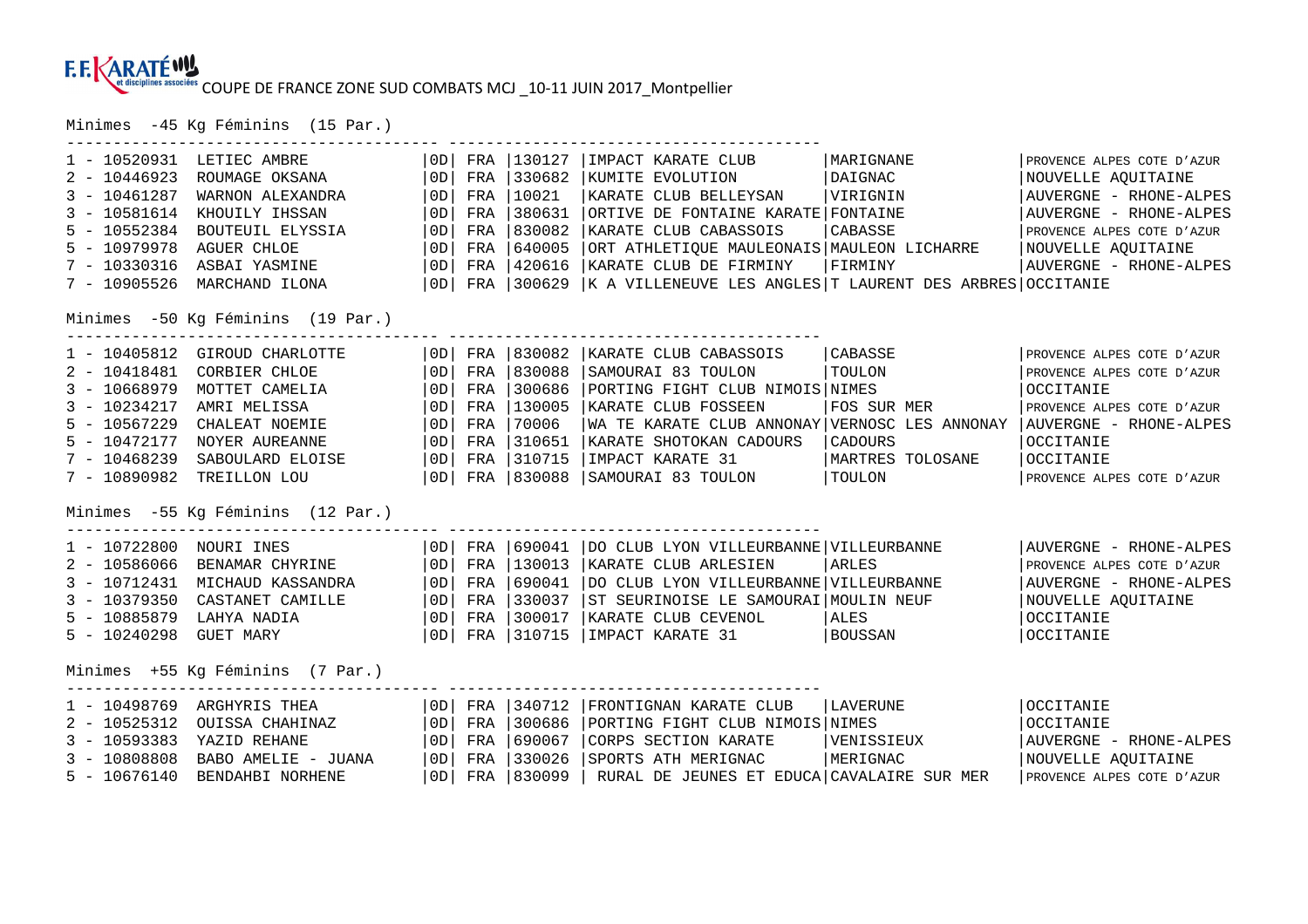COUPE DE FRANCE ZONE SUD COMBATS MCJ _10-11 JUIN 2017_Montpellier

## Minimes -45 Kg Féminins (15 Par.)

| Rang | Licence | Nom | | Nat. | Code | Club | Ville | Ligue |
|---|---|---|---|---|---|---|---|---|
| 1 | 10520931 | LETIEC AMBRE | 0D | FRA | 130127 | IMPACT KARATE CLUB | MARIGNANE | PROVENCE ALPES COTE D'AZUR |
| 2 | 10446923 | ROUMAGE OKSANA | 0D | FRA | 330682 | KUMITE EVOLUTION | DAIGNAC | NOUVELLE AQUITAINE |
| 3 | 10461287 | WARNON ALEXANDRA | 0D | FRA | 10021 | KARATE CLUB BELLEYSAN | VIRIGNIN | AUVERGNE - RHONE-ALPES |
| 3 | 10581614 | KHOUILY IHSSAN | 0D | FRA | 380631 | ORTIVE DE FONTAINE KARATE | FONTAINE | AUVERGNE - RHONE-ALPES |
| 5 | 10552384 | BOUTEUIL ELYSSIA | 0D | FRA | 830082 | KARATE CLUB CABASSOIS | CABASSE | PROVENCE ALPES COTE D'AZUR |
| 5 | 10979978 | AGUER CHLOE | 0D | FRA | 640005 | ORT ATHLETIQUE MAULEONAIS | MAULEON LICHARRE | NOUVELLE AQUITAINE |
| 7 | 10330316 | ASBAI YASMINE | 0D | FRA | 420616 | KARATE CLUB DE FIRMINY | FIRMINY | AUVERGNE - RHONE-ALPES |
| 7 | 10905526 | MARCHAND ILONA | 0D | FRA | 300629 | K A VILLENEUVE LES ANGLES | T LAURENT DES ARBRES | OCCITANIE |

## Minimes -50 Kg Féminins (19 Par.)

| Rang | Licence | Nom | | Nat. | Code | Club | Ville | Ligue |
|---|---|---|---|---|---|---|---|---|
| 1 | 10405812 | GIROUD CHARLOTTE | 0D | FRA | 830082 | KARATE CLUB CABASSOIS | CABASSE | PROVENCE ALPES COTE D'AZUR |
| 2 | 10418481 | CORBIER CHLOE | 0D | FRA | 830088 | SAMOURAI 83 TOULON | TOULON | PROVENCE ALPES COTE D'AZUR |
| 3 | 10668979 | MOTTET CAMELIA | 0D | FRA | 300686 | PORTING FIGHT CLUB NIMOIS | NIMES | OCCITANIE |
| 3 | 10234217 | AMRI MELISSA | 0D | FRA | 130005 | KARATE CLUB FOSSEEN | FOS SUR MER | PROVENCE ALPES COTE D'AZUR |
| 5 | 10567229 | CHALEAT NOEMIE | 0D | FRA | 70006 | WA TE KARATE CLUB ANNONAY | VERNOSC LES ANNONAY | AUVERGNE - RHONE-ALPES |
| 5 | 10472177 | NOYER AUREANNE | 0D | FRA | 310651 | KARATE SHOTOKAN CADOURS | CADOURS | OCCITANIE |
| 7 | 10468239 | SABOULARD ELOISE | 0D | FRA | 310715 | IMPACT KARATE 31 | MARTRES TOLOSANE | OCCITANIE |
| 7 | 10890982 | TREILLON LOU | 0D | FRA | 830088 | SAMOURAI 83 TOULON | TOULON | PROVENCE ALPES COTE D'AZUR |

## Minimes -55 Kg Féminins (12 Par.)

| Rang | Licence | Nom | | Nat. | Code | Club | Ville | Ligue |
|---|---|---|---|---|---|---|---|---|
| 1 | 10722800 | NOURI INES | 0D | FRA | 690041 | DO CLUB LYON VILLEURBANNE | VILLEURBANNE | AUVERGNE - RHONE-ALPES |
| 2 | 10586066 | BENAMAR CHYRINE | 0D | FRA | 130013 | KARATE CLUB ARLESIEN | ARLES | PROVENCE ALPES COTE D'AZUR |
| 3 | 10712431 | MICHAUD KASSANDRA | 0D | FRA | 690041 | DO CLUB LYON VILLEURBANNE | VILLEURBANNE | AUVERGNE - RHONE-ALPES |
| 3 | 10379350 | CASTANET CAMILLE | 0D | FRA | 330037 | ST SEURINOISE LE SAMOURAI | MOULIN NEUF | NOUVELLE AQUITAINE |
| 5 | 10885879 | LAHYA NADIA | 0D | FRA | 300017 | KARATE CLUB CEVENOL | ALES | OCCITANIE |
| 5 | 10240298 | GUET MARY | 0D | FRA | 310715 | IMPACT KARATE 31 | BOUSSAN | OCCITANIE |

## Minimes +55 Kg Féminins (7 Par.)

| Rang | Licence | Nom | | Nat. | Code | Club | Ville | Ligue |
|---|---|---|---|---|---|---|---|---|
| 1 | 10498769 | ARGHYRIS THEA | 0D | FRA | 340712 | FRONTIGNAN KARATE CLUB | LAVERUNE | OCCITANIE |
| 2 | 10525312 | OUISSA CHAHINAZ | 0D | FRA | 300686 | PORTING FIGHT CLUB NIMOIS | NIMES | OCCITANIE |
| 3 | 10593383 | YAZID REHANE | 0D | FRA | 690067 | CORPS SECTION KARATE | VENISSIEUX | AUVERGNE - RHONE-ALPES |
| 3 | 10808808 | BABO AMELIE - JUANA | 0D | FRA | 330026 | SPORTS ATH MERIGNAC | MERIGNAC | NOUVELLE AQUITAINE |
| 5 | 10676140 | BENDAHBI NORHENE | 0D | FRA | 830099 | RURAL DE JEUNES ET EDUCA | CAVALAIRE SUR MER | PROVENCE ALPES COTE D'AZUR |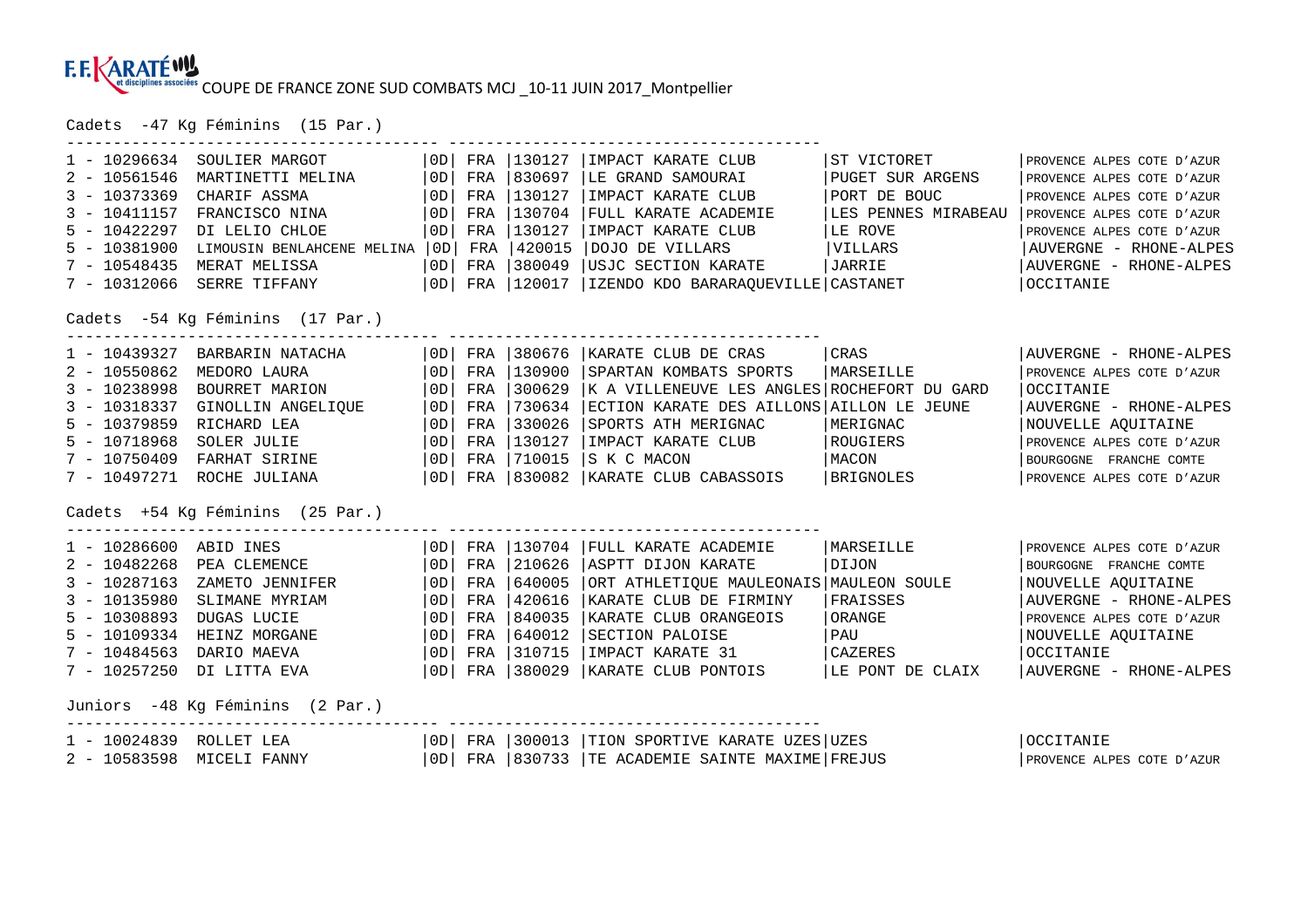F.F.KARATÉ et disciplines associées COUPE DE FRANCE ZONE SUD COMBATS MCJ _10-11 JUIN 2017_Montpellier

## Cadets -47 Kg Féminins (15 Par.)

| Rang | Licence | Nom | | | Code | Club | Ville | Ligue |
|---|---|---|---|---|---|---|---|---|
| 1 | 10296634 | SOULIER MARGOT | 0D | FRA | 130127 | IMPACT KARATE CLUB | ST VICTORET | PROVENCE ALPES COTE D'AZUR |
| 2 | 10561546 | MARTINETTI MELINA | 0D | FRA | 830697 | LE GRAND SAMOURAI | PUGET SUR ARGENS | PROVENCE ALPES COTE D'AZUR |
| 3 | 10373369 | CHARIF ASSMA | 0D | FRA | 130127 | IMPACT KARATE CLUB | PORT DE BOUC | PROVENCE ALPES COTE D'AZUR |
| 3 | 10411157 | FRANCISCO NINA | 0D | FRA | 130704 | FULL KARATE ACADEMIE | LES PENNES MIRABEAU | PROVENCE ALPES COTE D'AZUR |
| 5 | 10422297 | DI LELIO CHLOE | 0D | FRA | 130127 | IMPACT KARATE CLUB | LE ROVE | PROVENCE ALPES COTE D'AZUR |
| 5 | 10381900 | LIMOUSIN BENLAHCENE MELINA | 0D | FRA | 420015 | DOJO DE VILLARS | VILLARS | AUVERGNE - RHONE-ALPES |
| 7 | 10548435 | MERAT MELISSA | 0D | FRA | 380049 | USJC SECTION KARATE | JARRIE | AUVERGNE - RHONE-ALPES |
| 7 | 10312066 | SERRE TIFFANY | 0D | FRA | 120017 | IZENDO KDO BARARAQUEVILLE | CASTANET | OCCITANIE |

## Cadets -54 Kg Féminins (17 Par.)

| Rang | Licence | Nom | | | Code | Club | Ville | Ligue |
|---|---|---|---|---|---|---|---|---|
| 1 | 10439327 | BARBARIN NATACHA | 0D | FRA | 380676 | KARATE CLUB DE CRAS | CRAS | AUVERGNE - RHONE-ALPES |
| 2 | 10550862 | MEDORO LAURA | 0D | FRA | 130900 | SPARTAN KOMBATS SPORTS | MARSEILLE | PROVENCE ALPES COTE D'AZUR |
| 3 | 10238998 | BOURRET MARION | 0D | FRA | 300629 | K A VILLENEUVE LES ANGLES | ROCHEFORT DU GARD | OCCITANIE |
| 3 | 10318337 | GINOLLIN ANGELIQUE | 0D | FRA | 730634 | ECTION KARATE DES AILLONS | AILLON LE JEUNE | AUVERGNE - RHONE-ALPES |
| 5 | 10379859 | RICHARD LEA | 0D | FRA | 330026 | SPORTS ATH MERIGNAC | MERIGNAC | NOUVELLE AQUITAINE |
| 5 | 10718968 | SOLER JULIE | 0D | FRA | 130127 | IMPACT KARATE CLUB | ROUGIERS | PROVENCE ALPES COTE D'AZUR |
| 7 | 10750409 | FARHAT SIRINE | 0D | FRA | 710015 | S K C MACON | MACON | BOURGOGNE FRANCHE COMTE |
| 7 | 10497271 | ROCHE JULIANA | 0D | FRA | 830082 | KARATE CLUB CABASSOIS | BRIGNOLES | PROVENCE ALPES COTE D'AZUR |

## Cadets +54 Kg Féminins (25 Par.)

| Rang | Licence | Nom | | | Code | Club | Ville | Ligue |
|---|---|---|---|---|---|---|---|---|
| 1 | 10286600 | ABID INES | 0D | FRA | 130704 | FULL KARATE ACADEMIE | MARSEILLE | PROVENCE ALPES COTE D'AZUR |
| 2 | 10482268 | PEA CLEMENCE | 0D | FRA | 210626 | ASPTT DIJON KARATE | DIJON | BOURGOGNE FRANCHE COMTE |
| 3 | 10287163 | ZAMETO JENNIFER | 0D | FRA | 640005 | ORT ATHLETIQUE MAULEONAIS | MAULEON SOULE | NOUVELLE AQUITAINE |
| 3 | 10135980 | SLIMANE MYRIAM | 0D | FRA | 420616 | KARATE CLUB DE FIRMINY | FRAISSES | AUVERGNE - RHONE-ALPES |
| 5 | 10308893 | DUGAS LUCIE | 0D | FRA | 840035 | KARATE CLUB ORANGEOIS | ORANGE | PROVENCE ALPES COTE D'AZUR |
| 5 | 10109334 | HEINZ MORGANE | 0D | FRA | 640012 | SECTION PALOISE | PAU | NOUVELLE AQUITAINE |
| 7 | 10484563 | DARIO MAEVA | 0D | FRA | 310715 | IMPACT KARATE 31 | CAZERES | OCCITANIE |
| 7 | 10257250 | DI LITTA EVA | 0D | FRA | 380029 | KARATE CLUB PONTOIS | LE PONT DE CLAIX | AUVERGNE - RHONE-ALPES |

## Juniors -48 Kg Féminins (2 Par.)

| Rang | Licence | Nom | | | Code | Club | Ville | Ligue |
|---|---|---|---|---|---|---|---|---|
| 1 | 10024839 | ROLLET LEA | 0D | FRA | 300013 | TION SPORTIVE KARATE UZES | UZES | OCCITANIE |
| 2 | 10583598 | MICELI FANNY | 0D | FRA | 830733 | TE ACADEMIE SAINTE MAXIME | FREJUS | PROVENCE ALPES COTE D'AZUR |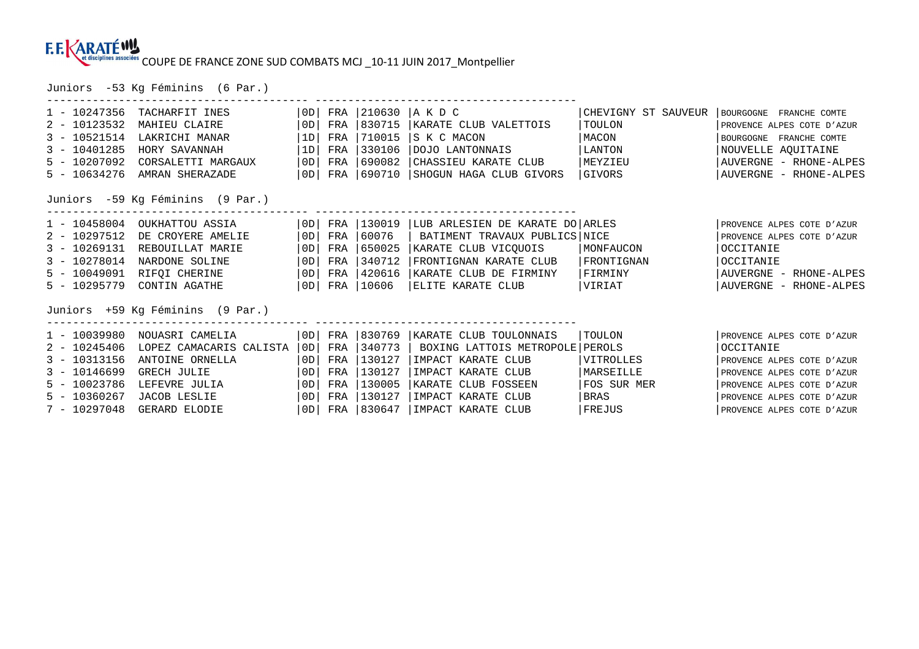F.F. KARATÉ et disciplines associées COUPE DE FRANCE ZONE SUD COMBATS MCJ _10-11 JUIN 2017_Montpellier

## Juniors -53 Kg Féminins (6 Par.)

| | | | | | | | | |
|---|---|---|---|---|---|---|---|---|
| 1 - 10247356 | TACHARFIT INES | 0D | FRA | 210630 | A K D C | CHEVIGNY ST SAUVEUR | BOURGOGNE FRANCHE COMTE |
| 2 - 10123532 | MAHIEU CLAIRE | 0D | FRA | 830715 | KARATE CLUB VALETTOIS | TOULON | PROVENCE ALPES COTE D'AZUR |
| 3 - 10521514 | LAKRICHI MANAR | 1D | FRA | 710015 | S K C MACON | MACON | BOURGOGNE FRANCHE COMTE |
| 3 - 10401285 | HORY SAVANNAH | 1D | FRA | 330106 | DOJO LANTONNAIS | LANTON | NOUVELLE AQUITAINE |
| 5 - 10207092 | CORSALETTI MARGAUX | 0D | FRA | 690082 | CHASSIEU KARATE CLUB | MEYZIEU | AUVERGNE - RHONE-ALPES |
| 5 - 10634276 | AMRAN SHERAZADE | 0D | FRA | 690710 | SHOGUN HAGA CLUB GIVORS | GIVORS | AUVERGNE - RHONE-ALPES |

## Juniors -59 Kg Féminins (9 Par.)

| | | | | | | | |
|---|---|---|---|---|---|---|---|
| 1 - 10458004 | OUKHATTOU ASSIA | 0D | FRA | 130019 | LUB ARLESIEN DE KARATE DO | ARLES | PROVENCE ALPES COTE D'AZUR |
| 2 - 10297512 | DE CROYERE AMELIE | 0D | FRA | 60076 | BATIMENT TRAVAUX PUBLICS | NICE | PROVENCE ALPES COTE D'AZUR |
| 3 - 10269131 | REBOUILLAT MARIE | 0D | FRA | 650025 | KARATE CLUB VICQUOIS | MONFAUCON | OCCITANIE |
| 3 - 10278014 | NARDONE SOLINE | 0D | FRA | 340712 | FRONTIGNAN KARATE CLUB | FRONTIGNAN | OCCITANIE |
| 5 - 10049091 | RIFQI CHERINE | 0D | FRA | 420616 | KARATE CLUB DE FIRMINY | FIRMINY | AUVERGNE - RHONE-ALPES |
| 5 - 10295779 | CONTIN AGATHE | 0D | FRA | 10606 | ELITE KARATE CLUB | VIRIAT | AUVERGNE - RHONE-ALPES |

## Juniors +59 Kg Féminins (9 Par.)

| | | | | | | | |
|---|---|---|---|---|---|---|---|
| 1 - 10039980 | NOUASRI CAMELIA | 0D | FRA | 830769 | KARATE CLUB TOULONNAIS | TOULON | PROVENCE ALPES COTE D'AZUR |
| 2 - 10245406 | LOPEZ CAMACARIS CALISTA | 0D | FRA | 340773 | BOXING LATTOIS METROPOLE | PEROLS | OCCITANIE |
| 3 - 10313156 | ANTOINE ORNELLA | 0D | FRA | 130127 | IMPACT KARATE CLUB | VITROLLES | PROVENCE ALPES COTE D'AZUR |
| 3 - 10146699 | GRECH JULIE | 0D | FRA | 130127 | IMPACT KARATE CLUB | MARSEILLE | PROVENCE ALPES COTE D'AZUR |
| 5 - 10023786 | LEFEVRE JULIA | 0D | FRA | 130005 | KARATE CLUB FOSSEEN | FOS SUR MER | PROVENCE ALPES COTE D'AZUR |
| 5 - 10360267 | JACOB LESLIE | 0D | FRA | 130127 | IMPACT KARATE CLUB | BRAS | PROVENCE ALPES COTE D'AZUR |
| 7 - 10297048 | GERARD ELODIE | 0D | FRA | 830647 | IMPACT KARATE CLUB | FREJUS | PROVENCE ALPES COTE D'AZUR |